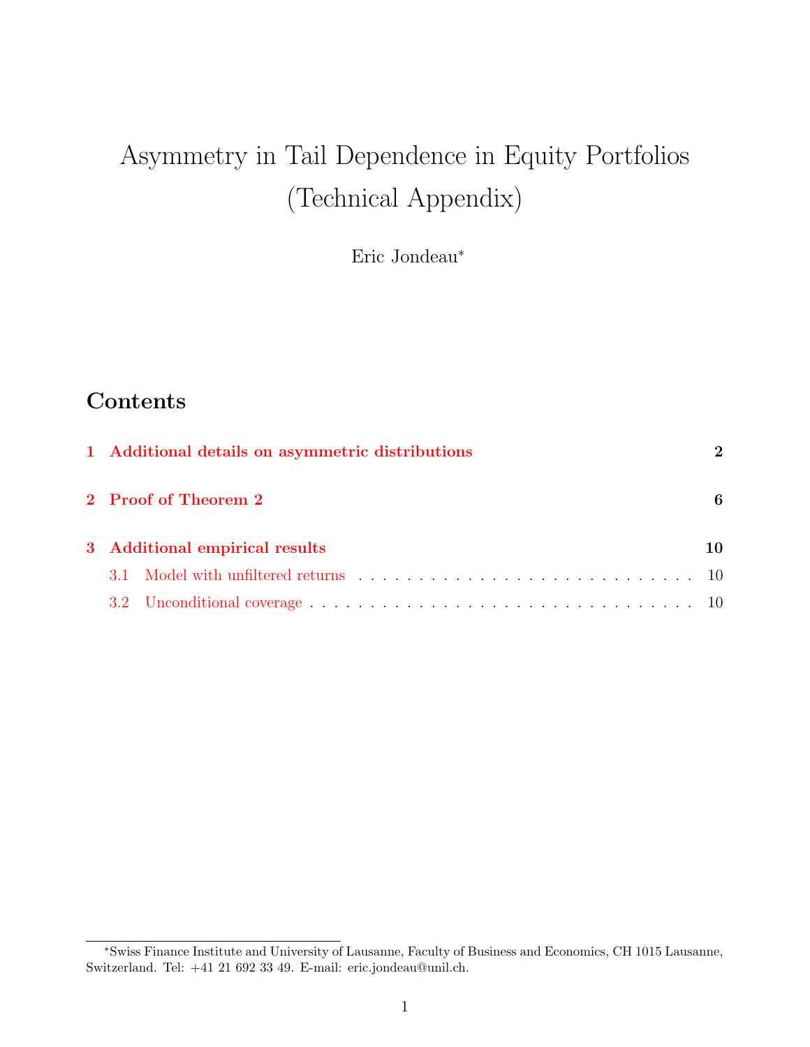# Asymmetry in Tail Dependence in Equity Portfolios (Technical Appendix)

Eric Jondeau*

## Contents

**1 Additional details on asymmetric distributions** **2**

**2 Proof of Theorem 2** **6**

**3 Additional empirical results** **10**

3.1 Model with unfiltered returns . . . . . . . . . . . . . . . . . . . . . . . . . . . . . 10

3.2 Unconditional coverage . . . . . . . . . . . . . . . . . . . . . . . . . . . . . . . . 10

---

*Swiss Finance Institute and University of Lausanne, Faculty of Business and Economics, CH 1015 Lausanne, Switzerland. Tel: +41 21 692 33 49. E-mail: eric.jondeau@unil.ch.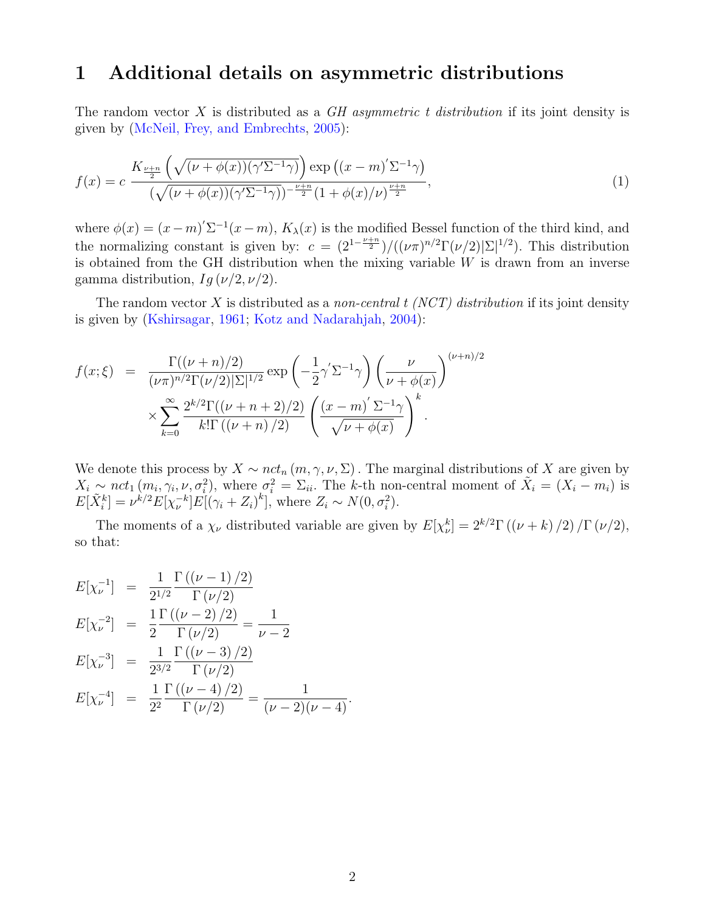# 1 Additional details on asymmetric distributions

The random vector $X$ is distributed as a *GH asymmetric t distribution* if its joint density is given by (McNeil, Frey, and Embrechts, 2005):

$$f(x) = c\,\frac{K_{\frac{\nu+n}{2}}\left(\sqrt{(\nu+\phi(x))(\gamma'\Sigma^{-1}\gamma)}\right)\exp\left((x-m)'\Sigma^{-1}\gamma\right)}{\left(\sqrt{(\nu+\phi(x))(\gamma'\Sigma^{-1}\gamma)}\right)^{-\frac{\nu+n}{2}}(1+\phi(x)/\nu)^{\frac{\nu+n}{2}}}, \tag{1}$$

where $\phi(x) = (x-m)'\Sigma^{-1}(x-m)$, $K_\lambda(x)$ is the modified Bessel function of the third kind, and the normalizing constant is given by: $c = (2^{1-\frac{\nu+n}{2}})/((\nu\pi)^{n/2}\Gamma(\nu/2)|\Sigma|^{1/2})$. This distribution is obtained from the GH distribution when the mixing variable $W$ is drawn from an inverse gamma distribution, $Ig\,(\nu/2, \nu/2)$.

The random vector $X$ is distributed as a *non-central t (NCT) distribution* if its joint density is given by (Kshirsagar, 1961; Kotz and Nadarahjah, 2004):

$$\begin{aligned}
f(x;\xi) &= \frac{\Gamma((\nu+n)/2)}{(\nu\pi)^{n/2}\Gamma(\nu/2)|\Sigma|^{1/2}}\exp\left(-\frac{1}{2}\gamma'\Sigma^{-1}\gamma\right)\left(\frac{\nu}{\nu+\phi(x)}\right)^{(\nu+n)/2} \\
&\quad\times\sum_{k=0}^{\infty}\frac{2^{k/2}\Gamma((\nu+n+2)/2)}{k!\,\Gamma\left((\nu+n)/2\right)}\left(\frac{(x-m)'\,\Sigma^{-1}\gamma}{\sqrt{\nu+\phi(x)}}\right)^{k}.
\end{aligned}$$

We denote this process by $X \sim nct_n\,(m,\gamma,\nu,\Sigma)$. The marginal distributions of $X$ are given by $X_i \sim nct_1\,(m_i,\gamma_i,\nu,\sigma_i^2)$, where $\sigma_i^2 = \Sigma_{ii}$. The $k$-th non-central moment of $\tilde{X}_i = (X_i - m_i)$ is $E[\tilde{X}_i^k] = \nu^{k/2}E[\chi_\nu^{-k}]E[(\gamma_i+Z_i)^k]$, where $Z_i \sim N(0,\sigma_i^2)$.

The moments of a $\chi_\nu$ distributed variable are given by $E[\chi_\nu^k] = 2^{k/2}\Gamma\left((\nu+k)/2\right)/\Gamma\left(\nu/2\right)$, so that:

$$\begin{aligned}
E[\chi_\nu^{-1}] &= \frac{1}{2^{1/2}}\frac{\Gamma\left((\nu-1)/2\right)}{\Gamma\left(\nu/2\right)} \\
E[\chi_\nu^{-2}] &= \frac{1}{2}\frac{\Gamma\left((\nu-2)/2\right)}{\Gamma\left(\nu/2\right)} = \frac{1}{\nu-2} \\
E[\chi_\nu^{-3}] &= \frac{1}{2^{3/2}}\frac{\Gamma\left((\nu-3)/2\right)}{\Gamma\left(\nu/2\right)} \\
E[\chi_\nu^{-4}] &= \frac{1}{2^2}\frac{\Gamma\left((\nu-4)/2\right)}{\Gamma\left(\nu/2\right)} = \frac{1}{(\nu-2)(\nu-4)}.
\end{aligned}$$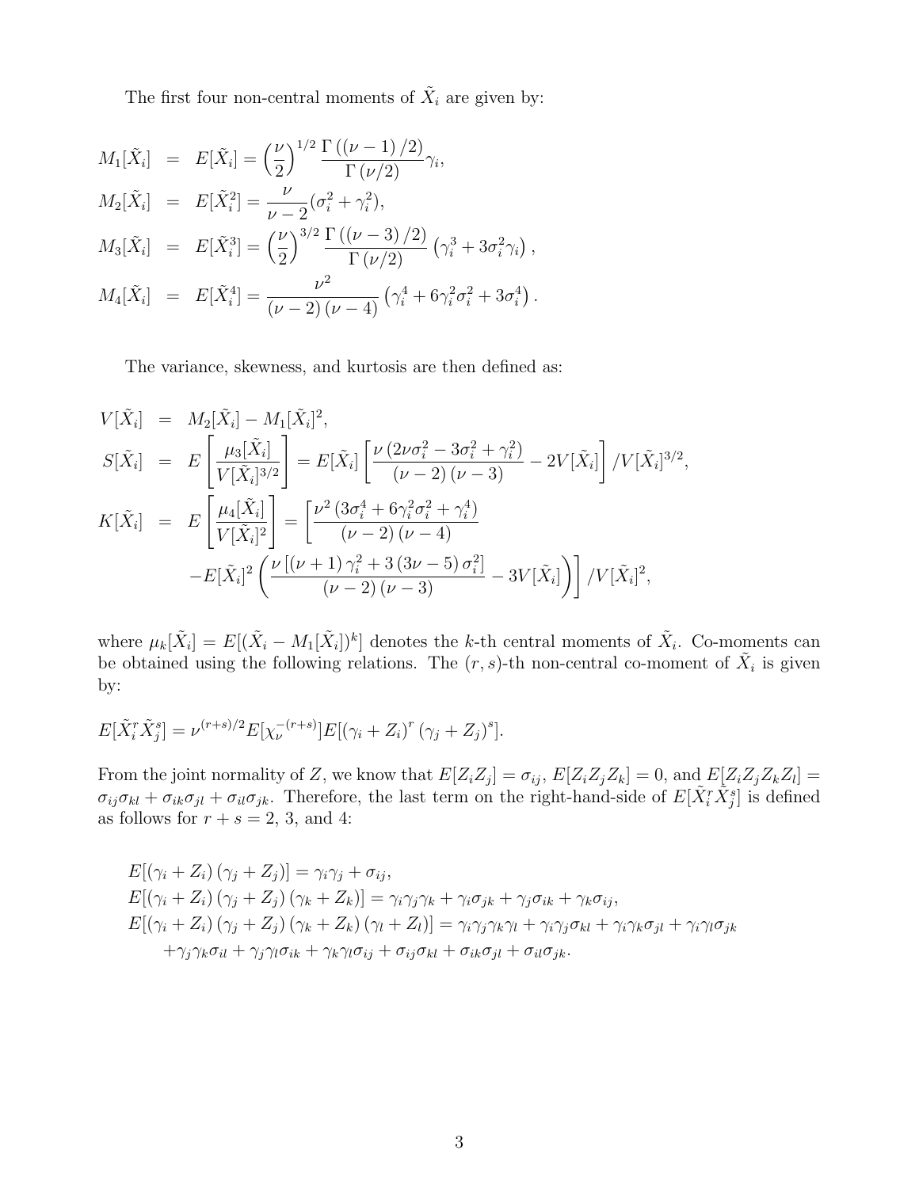The first four non-central moments of $\tilde{X}_i$ are given by:

$$
\begin{aligned}
M_1[\tilde{X}_i] &= E[\tilde{X}_i] = \left(\frac{\nu}{2}\right)^{1/2} \frac{\Gamma\left((\nu-1)/2\right)}{\Gamma\left(\nu/2\right)}\gamma_i, \\
M_2[\tilde{X}_i] &= E[\tilde{X}_i^2] = \frac{\nu}{\nu-2}(\sigma_i^2+\gamma_i^2), \\
M_3[\tilde{X}_i] &= E[\tilde{X}_i^3] = \left(\frac{\nu}{2}\right)^{3/2} \frac{\Gamma\left((\nu-3)/2\right)}{\Gamma\left(\nu/2\right)}\left(\gamma_i^3+3\sigma_i^2\gamma_i\right), \\
M_4[\tilde{X}_i] &= E[\tilde{X}_i^4] = \frac{\nu^2}{\left(\nu-2\right)\left(\nu-4\right)}\left(\gamma_i^4+6\gamma_i^2\sigma_i^2+3\sigma_i^4\right).
\end{aligned}
$$

The variance, skewness, and kurtosis are then defined as:

$$
\begin{aligned}
V[\tilde{X}_i] &= M_2[\tilde{X}_i] - M_1[\tilde{X}_i]^2, \\
S[\tilde{X}_i] &= E\left[\frac{\mu_3[\tilde{X}_i]}{V[\tilde{X}_i]^{3/2}}\right] = E[\tilde{X}_i]\left[\frac{\nu\left(2\nu\sigma_i^2-3\sigma_i^2+\gamma_i^2\right)}{\left(\nu-2\right)\left(\nu-3\right)} - 2V[\tilde{X}_i]\right]/V[\tilde{X}_i]^{3/2}, \\
K[\tilde{X}_i] &= E\left[\frac{\mu_4[\tilde{X}_i]}{V[\tilde{X}_i]^2}\right] = \left[\frac{\nu^2\left(3\sigma_i^4+6\gamma_i^2\sigma_i^2+\gamma_i^4\right)}{\left(\nu-2\right)\left(\nu-4\right)}\right. \\
&\quad \left. - E[\tilde{X}_i]^2\left(\frac{\nu\left[\left(\nu+1\right)\gamma_i^2+3\left(3\nu-5\right)\sigma_i^2\right]}{\left(\nu-2\right)\left(\nu-3\right)} - 3V[\tilde{X}_i]\right)\right]/V[\tilde{X}_i]^2,
\end{aligned}
$$

where $\mu_k[\tilde{X}_i] = E[(\tilde{X}_i - M_1[\tilde{X}_i])^k]$ denotes the $k$-th central moments of $\tilde{X}_i$. Co-moments can be obtained using the following relations. The $(r,s)$-th non-central co-moment of $\tilde{X}_i$ is given by:

$$
E[\tilde{X}_i^r\tilde{X}_j^s] = \nu^{(r+s)/2}E[\chi_\nu^{-(r+s)}]E[(\gamma_i+Z_i)^r\left(\gamma_j+Z_j\right)^s].
$$

From the joint normality of $Z$, we know that $E[Z_iZ_j]=\sigma_{ij}$, $E[Z_iZ_jZ_k]=0$, and $E[Z_iZ_jZ_kZ_l]=\sigma_{ij}\sigma_{kl}+\sigma_{ik}\sigma_{jl}+\sigma_{il}\sigma_{jk}$. Therefore, the last term on the right-hand-side of $E[\tilde{X}_i^r\tilde{X}_j^s]$ is defined as follows for $r+s=2$, 3, and 4:

$$
\begin{aligned}
&E[\left(\gamma_i+Z_i\right)\left(\gamma_j+Z_j\right)] = \gamma_i\gamma_j+\sigma_{ij}, \\
&E[\left(\gamma_i+Z_i\right)\left(\gamma_j+Z_j\right)\left(\gamma_k+Z_k\right)] = \gamma_i\gamma_j\gamma_k+\gamma_i\sigma_{jk}+\gamma_j\sigma_{ik}+\gamma_k\sigma_{ij}, \\
&E[\left(\gamma_i+Z_i\right)\left(\gamma_j+Z_j\right)\left(\gamma_k+Z_k\right)\left(\gamma_l+Z_l\right)] = \gamma_i\gamma_j\gamma_k\gamma_l+\gamma_i\gamma_j\sigma_{kl}+\gamma_i\gamma_k\sigma_{jl}+\gamma_i\gamma_l\sigma_{jk} \\
&\quad +\gamma_j\gamma_k\sigma_{il}+\gamma_j\gamma_l\sigma_{ik}+\gamma_k\gamma_l\sigma_{ij}+\sigma_{ij}\sigma_{kl}+\sigma_{ik}\sigma_{jl}+\sigma_{il}\sigma_{jk}.
\end{aligned}
$$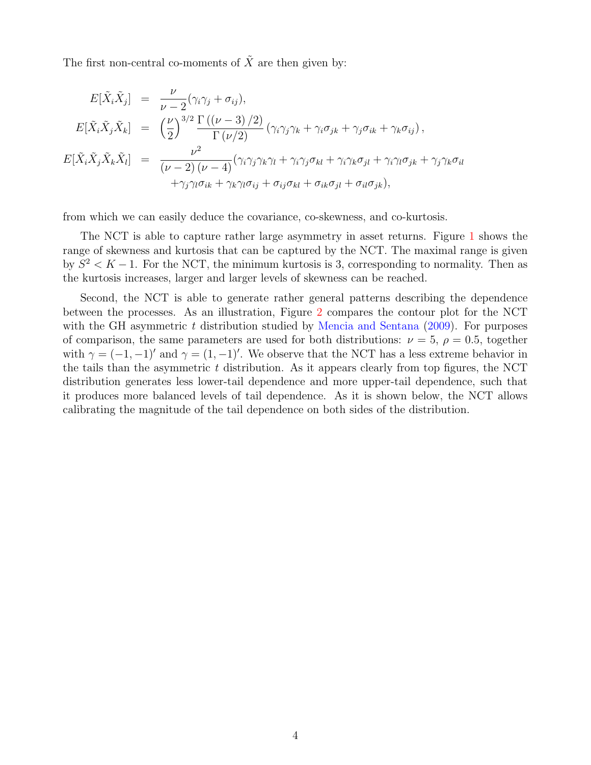The first non-central co-moments of $\tilde{X}$ are then given by:

$$
\begin{aligned}
E[\tilde{X}_i\tilde{X}_j] &= \frac{\nu}{\nu-2}(\gamma_i\gamma_j + \sigma_{ij}), \\
E[\tilde{X}_i\tilde{X}_j\tilde{X}_k] &= \left(\frac{\nu}{2}\right)^{3/2} \frac{\Gamma\left((\nu-3)/2\right)}{\Gamma\left(\nu/2\right)} \left(\gamma_i\gamma_j\gamma_k + \gamma_i\sigma_{jk} + \gamma_j\sigma_{ik} + \gamma_k\sigma_{ij}\right), \\
E[\tilde{X}_i\tilde{X}_j\tilde{X}_k\tilde{X}_l] &= \frac{\nu^2}{(\nu-2)(\nu-4)}(\gamma_i\gamma_j\gamma_k\gamma_l + \gamma_i\gamma_j\sigma_{kl} + \gamma_i\gamma_k\sigma_{jl} + \gamma_i\gamma_l\sigma_{jk} + \gamma_j\gamma_k\sigma_{il} \\
&\quad + \gamma_j\gamma_l\sigma_{ik} + \gamma_k\gamma_l\sigma_{ij} + \sigma_{ij}\sigma_{kl} + \sigma_{ik}\sigma_{jl} + \sigma_{il}\sigma_{jk}),
\end{aligned}
$$

from which we can easily deduce the covariance, co-skewness, and co-kurtosis.

The NCT is able to capture rather large asymmetry in asset returns. Figure 1 shows the range of skewness and kurtosis that can be captured by the NCT. The maximal range is given by $S^2 < K - 1$. For the NCT, the minimum kurtosis is 3, corresponding to normality. Then as the kurtosis increases, larger and larger levels of skewness can be reached.

Second, the NCT is able to generate rather general patterns describing the dependence between the processes. As an illustration, Figure 2 compares the contour plot for the NCT with the GH asymmetric $t$ distribution studied by Mencia and Sentana (2009). For purposes of comparison, the same parameters are used for both distributions: $\nu = 5$, $\rho = 0.5$, together with $\gamma = (-1, -1)'$ and $\gamma = (1, -1)'$. We observe that the NCT has a less extreme behavior in the tails than the asymmetric $t$ distribution. As it appears clearly from top figures, the NCT distribution generates less lower-tail dependence and more upper-tail dependence, such that it produces more balanced levels of tail dependence. As it is shown below, the NCT allows calibrating the magnitude of the tail dependence on both sides of the distribution.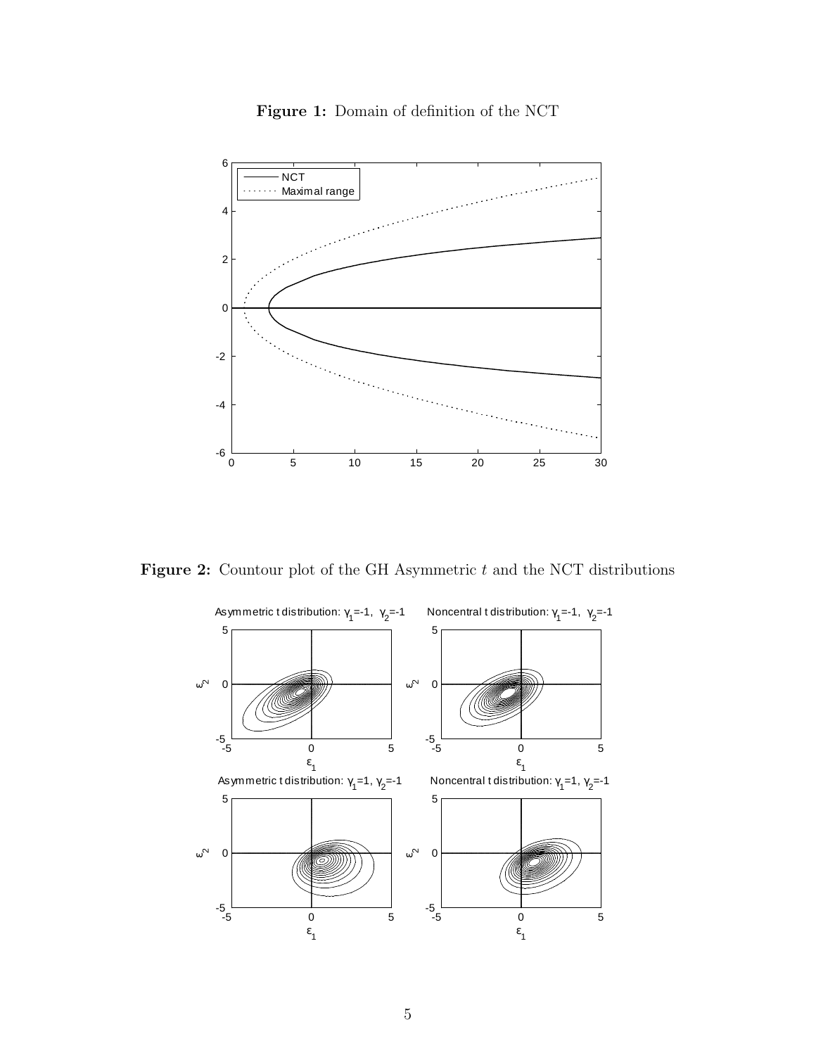**Figure 1:** Domain of definition of the NCT

**Figure 2:** Countour plot of the GH Asymmetric $t$ and the NCT distributions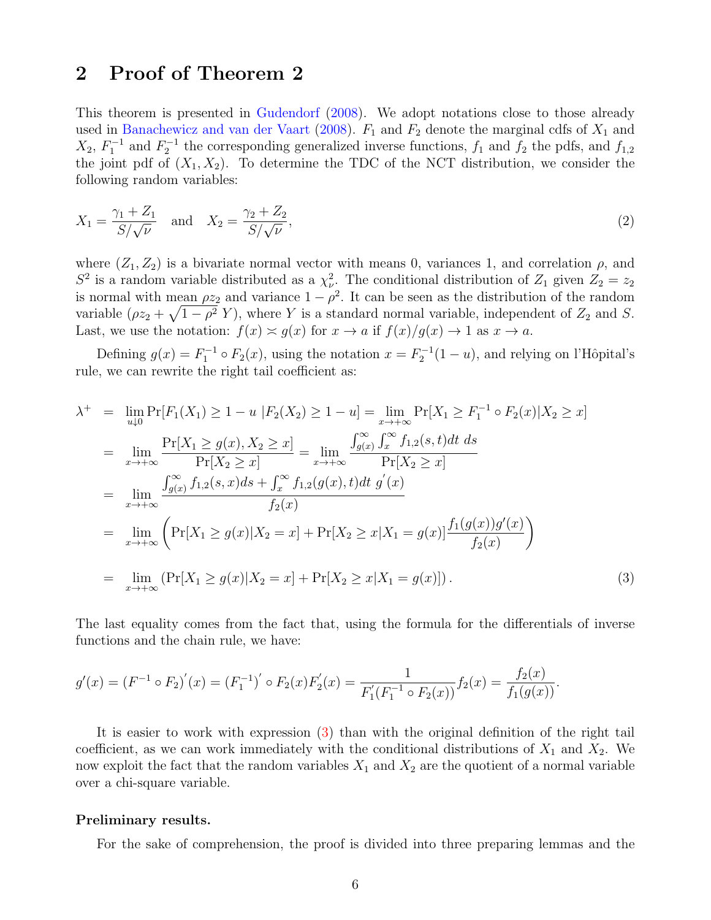## 2 Proof of Theorem 2

This theorem is presented in Gudendorf (2008). We adopt notations close to those already used in Banachewicz and van der Vaart (2008). $F_1$ and $F_2$ denote the marginal cdfs of $X_1$ and $X_2$, $F_1^{-1}$ and $F_2^{-1}$ the corresponding generalized inverse functions, $f_1$ and $f_2$ the pdfs, and $f_{1,2}$ the joint pdf of $(X_1, X_2)$. To determine the TDC of the NCT distribution, we consider the following random variables:

$$X_1 = \frac{\gamma_1 + Z_1}{S/\sqrt{\nu}} \quad \text{and} \quad X_2 = \frac{\gamma_2 + Z_2}{S/\sqrt{\nu}}, \tag{2}$$

where $(Z_1, Z_2)$ is a bivariate normal vector with means 0, variances 1, and correlation $\rho$, and $S^2$ is a random variable distributed as a $\chi^2_\nu$. The conditional distribution of $Z_1$ given $Z_2 = z_2$ is normal with mean $\rho z_2$ and variance $1-\rho^2$. It can be seen as the distribution of the random variable $(\rho z_2 + \sqrt{1-\rho^2}\, Y)$, where $Y$ is a standard normal variable, independent of $Z_2$ and $S$. Last, we use the notation: $f(x) \asymp g(x)$ for $x \to a$ if $f(x)/g(x) \to 1$ as $x \to a$.

Defining $g(x) = F_1^{-1} \circ F_2(x)$, using the notation $x = F_2^{-1}(1-u)$, and relying on l'Hôpital's rule, we can rewrite the right tail coefficient as:

$$\begin{aligned}
\lambda^+ &= \lim_{u \downarrow 0} \Pr[F_1(X_1) \geq 1-u \,|F_2(X_2) \geq 1-u] = \lim_{x \to +\infty} \Pr[X_1 \geq F_1^{-1} \circ F_2(x) | X_2 \geq x] \\
&= \lim_{x \to +\infty} \frac{\Pr[X_1 \geq g(x), X_2 \geq x]}{\Pr[X_2 \geq x]} = \lim_{x \to +\infty} \frac{\int_{g(x)}^{\infty} \int_x^{\infty} f_{1,2}(s,t) dt\, ds}{\Pr[X_2 \geq x]} \\
&= \lim_{x \to +\infty} \frac{\int_{g(x)}^{\infty} f_{1,2}(s,x) ds + \int_x^{\infty} f_{1,2}(g(x),t) dt\ g'(x)}{f_2(x)} \\
&= \lim_{x \to +\infty} \left( \Pr[X_1 \geq g(x) | X_2 = x] + \Pr[X_2 \geq x | X_1 = g(x)] \frac{f_1(g(x)) g'(x)}{f_2(x)} \right) \\
&= \lim_{x \to +\infty} \left( \Pr[X_1 \geq g(x) | X_2 = x] + \Pr[X_2 \geq x | X_1 = g(x)] \right).
\end{aligned} \tag{3}$$

The last equality comes from the fact that, using the formula for the differentials of inverse functions and the chain rule, we have:

$$g'(x) = (F^{-1} \circ F_2)'(x) = (F_1^{-1})' \circ F_2(x) F_2'(x) = \frac{1}{F_1'(F_1^{-1} \circ F_2(x))} f_2(x) = \frac{f_2(x)}{f_1(g(x))}.$$

It is easier to work with expression (3) than with the original definition of the right tail coefficient, as we can work immediately with the conditional distributions of $X_1$ and $X_2$. We now exploit the fact that the random variables $X_1$ and $X_2$ are the quotient of a normal variable over a chi-square variable.

**Preliminary results.**

For the sake of comprehension, the proof is divided into three preparing lemmas and the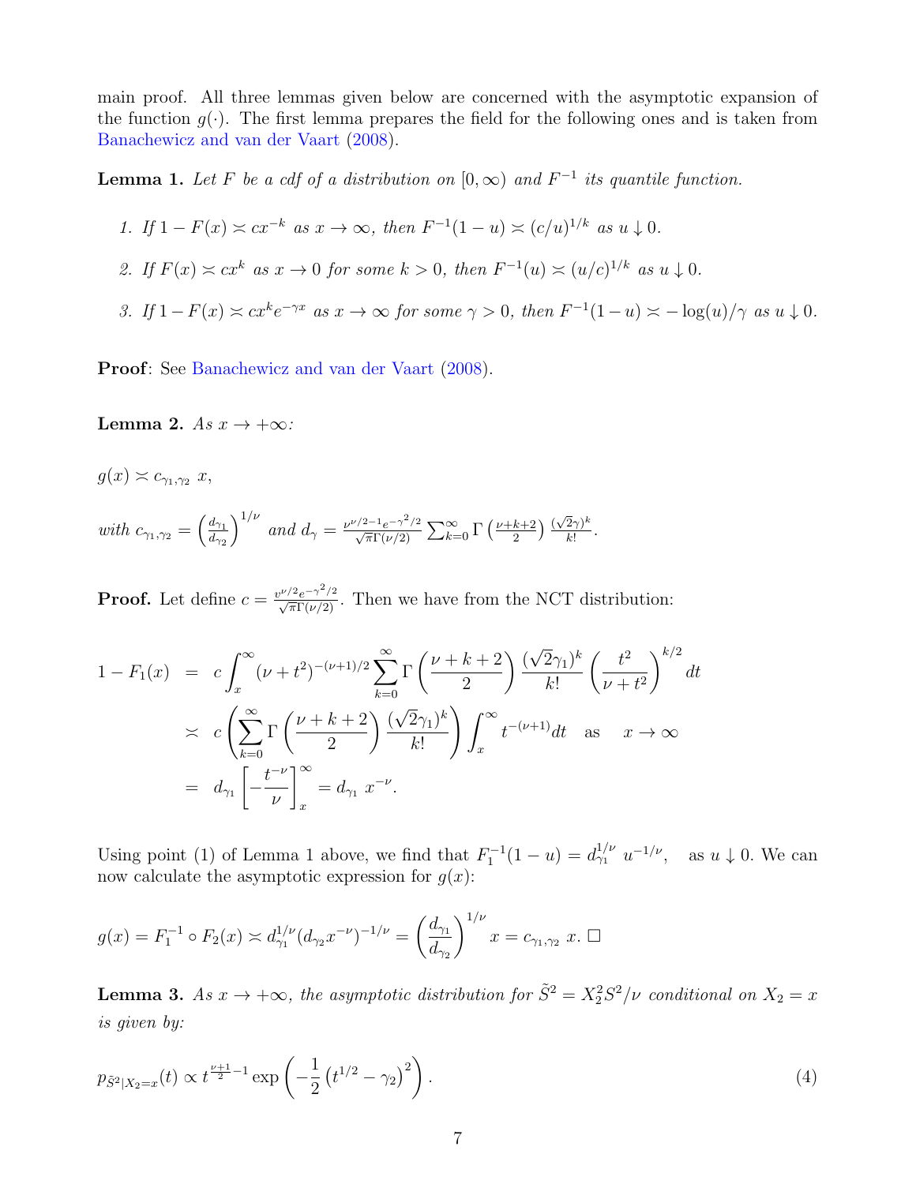main proof. All three lemmas given below are concerned with the asymptotic expansion of the function $g(\cdot)$. The first lemma prepares the field for the following ones and is taken from Banachewicz and van der Vaart (2008).

**Lemma 1.** *Let $F$ be a cdf of a distribution on $[0, \infty)$ and $F^{-1}$ its quantile function.*

1. *If $1 - F(x) \asymp cx^{-k}$ as $x \to \infty$, then $F^{-1}(1-u) \asymp (c/u)^{1/k}$ as $u \downarrow 0$.*
2. *If $F(x) \asymp cx^{k}$ as $x \to 0$ for some $k > 0$, then $F^{-1}(u) \asymp (u/c)^{1/k}$ as $u \downarrow 0$.*
3. *If $1 - F(x) \asymp cx^{k}e^{-\gamma x}$ as $x \to \infty$ for some $\gamma > 0$, then $F^{-1}(1-u) \asymp -\log(u)/\gamma$ as $u \downarrow 0$.*

**Proof**: See Banachewicz and van der Vaart (2008).

**Lemma 2.** *As $x \to +\infty$:*

$g(x) \asymp c_{\gamma_1,\gamma_2}\ x,$

*with* $c_{\gamma_1,\gamma_2} = \left(\frac{d_{\gamma_1}}{d_{\gamma_2}}\right)^{1/\nu}$ *and* $d_\gamma = \frac{\nu^{\nu/2-1}e^{-\gamma^2/2}}{\sqrt{\pi}\Gamma(\nu/2)} \sum_{k=0}^{\infty} \Gamma\left(\frac{\nu+k+2}{2}\right)\frac{(\sqrt{2}\gamma)^k}{k!}$.

**Proof.** Let define $c = \frac{\nu^{\nu/2}e^{-\gamma^2/2}}{\sqrt{\pi}\Gamma(\nu/2)}$. Then we have from the NCT distribution:

$$
\begin{aligned}
1 - F_1(x) &= c\int_x^{\infty} (\nu + t^2)^{-(\nu+1)/2} \sum_{k=0}^{\infty} \Gamma\left(\frac{\nu+k+2}{2}\right)\frac{(\sqrt{2}\gamma_1)^k}{k!}\left(\frac{t^2}{\nu+t^2}\right)^{k/2} dt \\
&\asymp c\left(\sum_{k=0}^{\infty} \Gamma\left(\frac{\nu+k+2}{2}\right)\frac{(\sqrt{2}\gamma_1)^k}{k!}\right)\int_x^{\infty} t^{-(\nu+1)}dt \quad \text{as} \quad x \to \infty \\
&= d_{\gamma_1}\left[-\frac{t^{-\nu}}{\nu}\right]_x^{\infty} = d_{\gamma_1}\ x^{-\nu}.
\end{aligned}
$$

Using point (1) of Lemma 1 above, we find that $F_1^{-1}(1-u) = d_{\gamma_1}^{1/\nu}\ u^{-1/\nu}$, as $u \downarrow 0$. We can now calculate the asymptotic expression for $g(x)$:

$$
g(x) = F_1^{-1} \circ F_2(x) \asymp d_{\gamma_1}^{1/\nu}(d_{\gamma_2}x^{-\nu})^{-1/\nu} = \left(\frac{d_{\gamma_1}}{d_{\gamma_2}}\right)^{1/\nu} x = c_{\gamma_1,\gamma_2}\ x. \ \square
$$

**Lemma 3.** *As $x \to +\infty$, the asymptotic distribution for $\tilde{S}^2 = X_2^2 S^2/\nu$ conditional on $X_2 = x$ is given by:*

$$
p_{\tilde{S}^2|X_2=x}(t) \propto t^{\frac{\nu+1}{2}-1} \exp\left(-\frac{1}{2}\left(t^{1/2} - \gamma_2\right)^2\right). \tag{4}
$$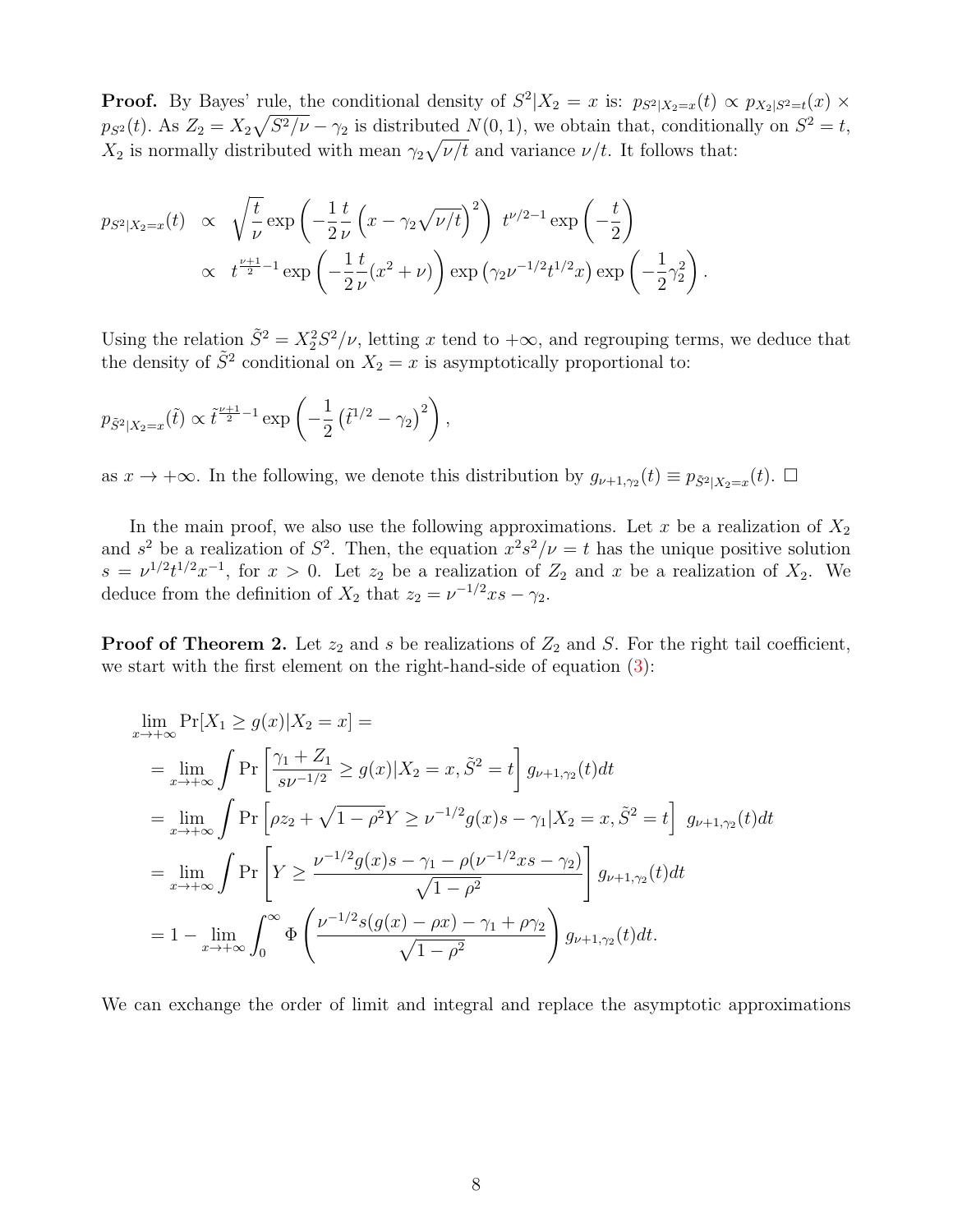**Proof.** By Bayes' rule, the conditional density of $S^2|X_2 = x$ is: $p_{S^2|X_2=x}(t) \propto p_{X_2|S^2=t}(x) \times p_{S^2}(t)$. As $Z_2 = X_2\sqrt{S^2/\nu} - \gamma_2$ is distributed $N(0,1)$, we obtain that, conditionally on $S^2 = t$, $X_2$ is normally distributed with mean $\gamma_2\sqrt{\nu/t}$ and variance $\nu/t$. It follows that:

$$
\begin{aligned}
p_{S^2|X_2=x}(t) &\propto \sqrt{\frac{t}{\nu}} \exp\left(-\frac{1}{2}\frac{t}{\nu}\left(x - \gamma_2\sqrt{\nu/t}\right)^2\right) \ t^{\nu/2-1}\exp\left(-\frac{t}{2}\right) \\
&\propto t^{\frac{\nu+1}{2}-1}\exp\left(-\frac{1}{2}\frac{t}{\nu}(x^2+\nu)\right)\exp\left(\gamma_2\nu^{-1/2}t^{1/2}x\right)\exp\left(-\frac{1}{2}\gamma_2^2\right).
\end{aligned}
$$

Using the relation $\tilde{S}^2 = X_2^2 S^2/\nu$, letting $x$ tend to $+\infty$, and regrouping terms, we deduce that the density of $\tilde{S}^2$ conditional on $X_2 = x$ is asymptotically proportional to:

$$
p_{\tilde{S}^2|X_2=x}(\tilde{t}) \propto \tilde{t}^{\frac{\nu+1}{2}-1}\exp\left(-\frac{1}{2}\left(\tilde{t}^{1/2}-\gamma_2\right)^2\right),
$$

as $x \to +\infty$. In the following, we denote this distribution by $g_{\nu+1,\gamma_2}(t) \equiv p_{\tilde{S}^2|X_2=x}(t)$. $\square$

In the main proof, we also use the following approximations. Let $x$ be a realization of $X_2$ and $s^2$ be a realization of $S^2$. Then, the equation $x^2s^2/\nu = t$ has the unique positive solution $s = \nu^{1/2}t^{1/2}x^{-1}$, for $x > 0$. Let $z_2$ be a realization of $Z_2$ and $x$ be a realization of $X_2$. We deduce from the definition of $X_2$ that $z_2 = \nu^{-1/2}xs - \gamma_2$.

**Proof of Theorem 2.** Let $z_2$ and $s$ be realizations of $Z_2$ and $S$. For the right tail coefficient, we start with the first element on the right-hand-side of equation (3):

$$
\begin{aligned}
&\lim_{x\to+\infty} \Pr[X_1 \geq g(x)|X_2 = x] = \\
&= \lim_{x\to+\infty} \int \Pr\left[\frac{\gamma_1 + Z_1}{s\nu^{-1/2}} \geq g(x)|X_2 = x, \tilde{S}^2 = t\right] g_{\nu+1,\gamma_2}(t)dt \\
&= \lim_{x\to+\infty} \int \Pr\left[\rho z_2 + \sqrt{1-\rho^2}Y \geq \nu^{-1/2}g(x)s - \gamma_1|X_2 = x, \tilde{S}^2 = t\right] \ g_{\nu+1,\gamma_2}(t)dt \\
&= \lim_{x\to+\infty} \int \Pr\left[Y \geq \frac{\nu^{-1/2}g(x)s - \gamma_1 - \rho(\nu^{-1/2}xs - \gamma_2)}{\sqrt{1-\rho^2}}\right] g_{\nu+1,\gamma_2}(t)dt \\
&= 1 - \lim_{x\to+\infty} \int_0^\infty \Phi\left(\frac{\nu^{-1/2}s(g(x) - \rho x) - \gamma_1 + \rho\gamma_2}{\sqrt{1-\rho^2}}\right) g_{\nu+1,\gamma_2}(t)dt.
\end{aligned}
$$

We can exchange the order of limit and integral and replace the asymptotic approximations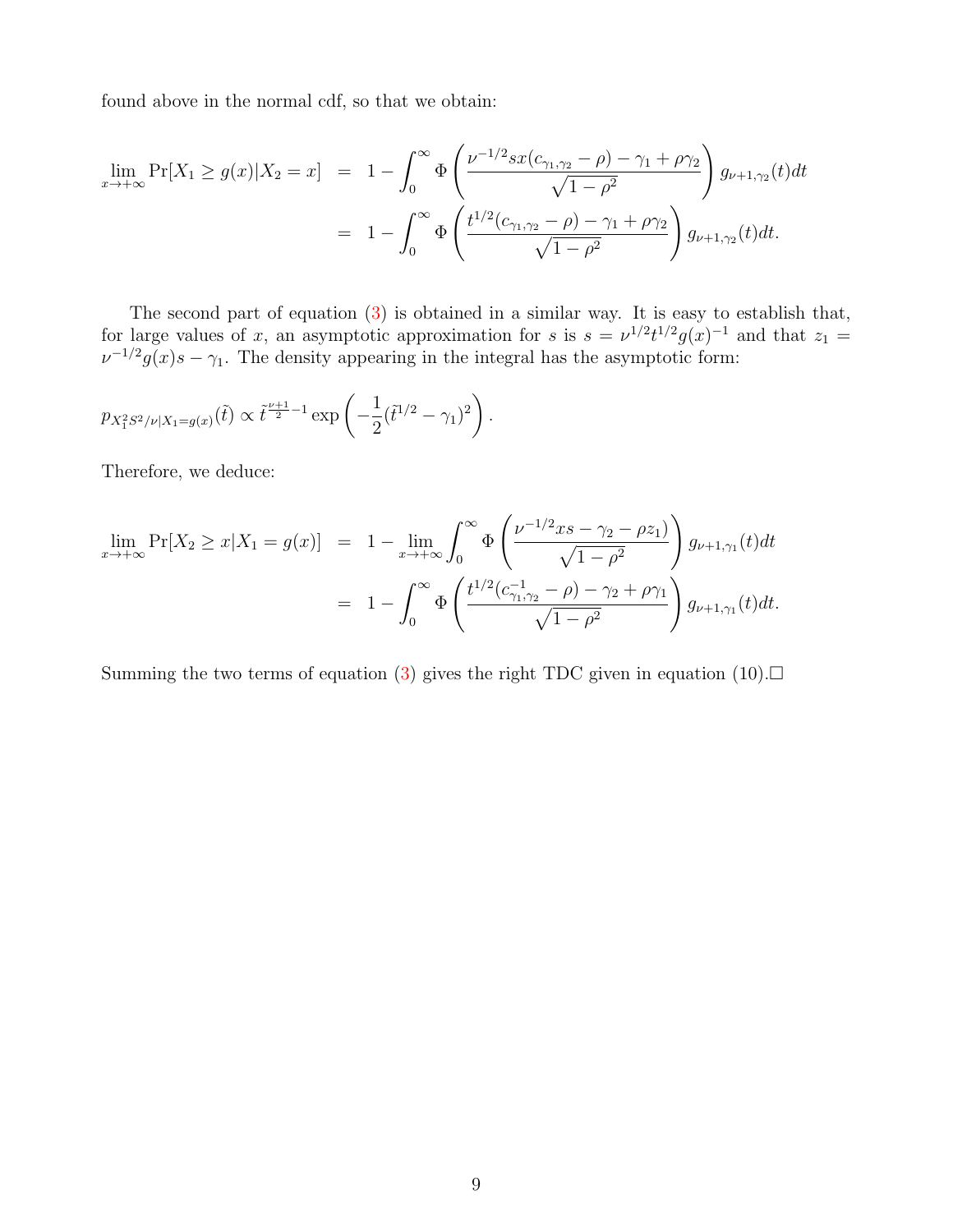found above in the normal cdf, so that we obtain:

$$
\begin{aligned}
\lim_{x \to +\infty} \Pr[X_1 \geq g(x) | X_2 = x] &= 1 - \int_0^\infty \Phi\left(\frac{\nu^{-1/2} s x (c_{\gamma_1,\gamma_2} - \rho) - \gamma_1 + \rho\gamma_2}{\sqrt{1-\rho^2}}\right) g_{\nu+1,\gamma_2}(t) dt \\
&= 1 - \int_0^\infty \Phi\left(\frac{t^{1/2}(c_{\gamma_1,\gamma_2} - \rho) - \gamma_1 + \rho\gamma_2}{\sqrt{1-\rho^2}}\right) g_{\nu+1,\gamma_2}(t) dt.
\end{aligned}
$$

The second part of equation (3) is obtained in a similar way. It is easy to establish that, for large values of $x$, an asymptotic approximation for $s$ is $s = \nu^{1/2} t^{1/2} g(x)^{-1}$ and that $z_1 = \nu^{-1/2} g(x) s - \gamma_1$. The density appearing in the integral has the asymptotic form:

$$
p_{X_1^2 S^2/\nu | X_1 = g(x)}(\tilde{t}) \propto \tilde{t}^{\frac{\nu+1}{2}-1} \exp\left(-\frac{1}{2}(\tilde{t}^{1/2} - \gamma_1)^2\right).
$$

Therefore, we deduce:

$$
\begin{aligned}
\lim_{x \to +\infty} \Pr[X_2 \geq x | X_1 = g(x)] &= 1 - \lim_{x \to +\infty} \int_0^\infty \Phi\left(\frac{\nu^{-1/2} x s - \gamma_2 - \rho z_1)}{\sqrt{1-\rho^2}}\right) g_{\nu+1,\gamma_1}(t) dt \\
&= 1 - \int_0^\infty \Phi\left(\frac{t^{1/2}(c_{\gamma_1,\gamma_2}^{-1} - \rho) - \gamma_2 + \rho\gamma_1}{\sqrt{1-\rho^2}}\right) g_{\nu+1,\gamma_1}(t) dt.
\end{aligned}
$$

Summing the two terms of equation (3) gives the right TDC given in equation (10).□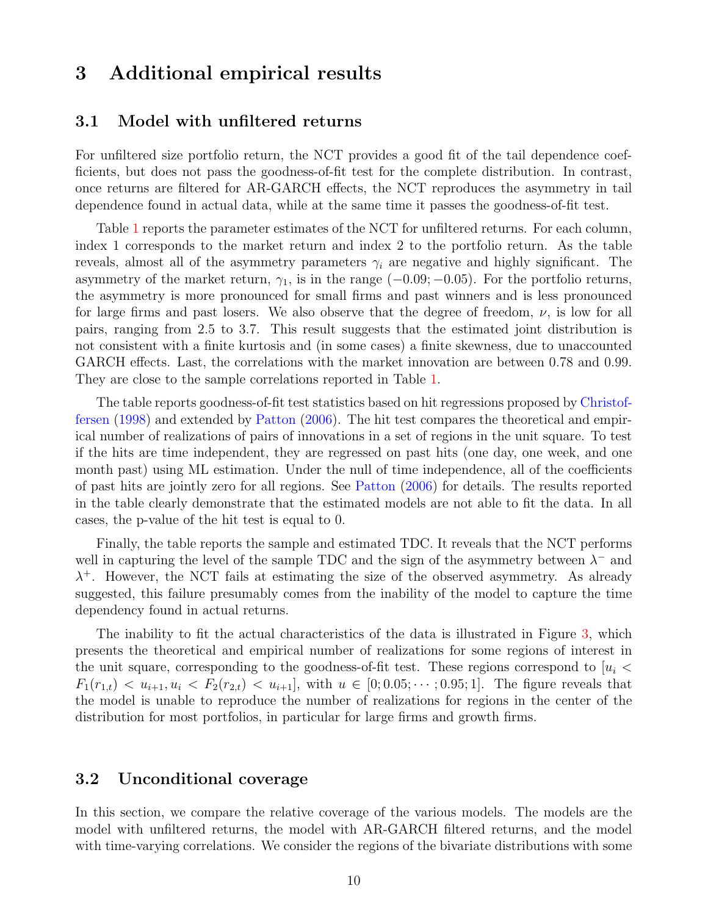# 3 Additional empirical results

## 3.1 Model with unfiltered returns

For unfiltered size portfolio return, the NCT provides a good fit of the tail dependence coefficients, but does not pass the goodness-of-fit test for the complete distribution. In contrast, once returns are filtered for AR-GARCH effects, the NCT reproduces the asymmetry in tail dependence found in actual data, while at the same time it passes the goodness-of-fit test.

Table 1 reports the parameter estimates of the NCT for unfiltered returns. For each column, index 1 corresponds to the market return and index 2 to the portfolio return. As the table reveals, almost all of the asymmetry parameters $\gamma_i$ are negative and highly significant. The asymmetry of the market return, $\gamma_1$, is in the range $(-0.09; -0.05)$. For the portfolio returns, the asymmetry is more pronounced for small firms and past winners and is less pronounced for large firms and past losers. We also observe that the degree of freedom, $\nu$, is low for all pairs, ranging from 2.5 to 3.7. This result suggests that the estimated joint distribution is not consistent with a finite kurtosis and (in some cases) a finite skewness, due to unaccounted GARCH effects. Last, the correlations with the market innovation are between 0.78 and 0.99. They are close to the sample correlations reported in Table 1.

The table reports goodness-of-fit test statistics based on hit regressions proposed by Christoffersen (1998) and extended by Patton (2006). The hit test compares the theoretical and empirical number of realizations of pairs of innovations in a set of regions in the unit square. To test if the hits are time independent, they are regressed on past hits (one day, one week, and one month past) using ML estimation. Under the null of time independence, all of the coefficients of past hits are jointly zero for all regions. See Patton (2006) for details. The results reported in the table clearly demonstrate that the estimated models are not able to fit the data. In all cases, the p-value of the hit test is equal to 0.

Finally, the table reports the sample and estimated TDC. It reveals that the NCT performs well in capturing the level of the sample TDC and the sign of the asymmetry between $\lambda^-$ and $\lambda^+$. However, the NCT fails at estimating the size of the observed asymmetry. As already suggested, this failure presumably comes from the inability of the model to capture the time dependency found in actual returns.

The inability to fit the actual characteristics of the data is illustrated in Figure 3, which presents the theoretical and empirical number of realizations for some regions of interest in the unit square, corresponding to the goodness-of-fit test. These regions correspond to $[u_i < F_1(r_{1,t}) < u_{i+1}, u_i < F_2(r_{2,t}) < u_{i+1}]$, with $u \in [0; 0.05; \cdots; 0.95; 1]$. The figure reveals that the model is unable to reproduce the number of realizations for regions in the center of the distribution for most portfolios, in particular for large firms and growth firms.

## 3.2 Unconditional coverage

In this section, we compare the relative coverage of the various models. The models are the model with unfiltered returns, the model with AR-GARCH filtered returns, and the model with time-varying correlations. We consider the regions of the bivariate distributions with some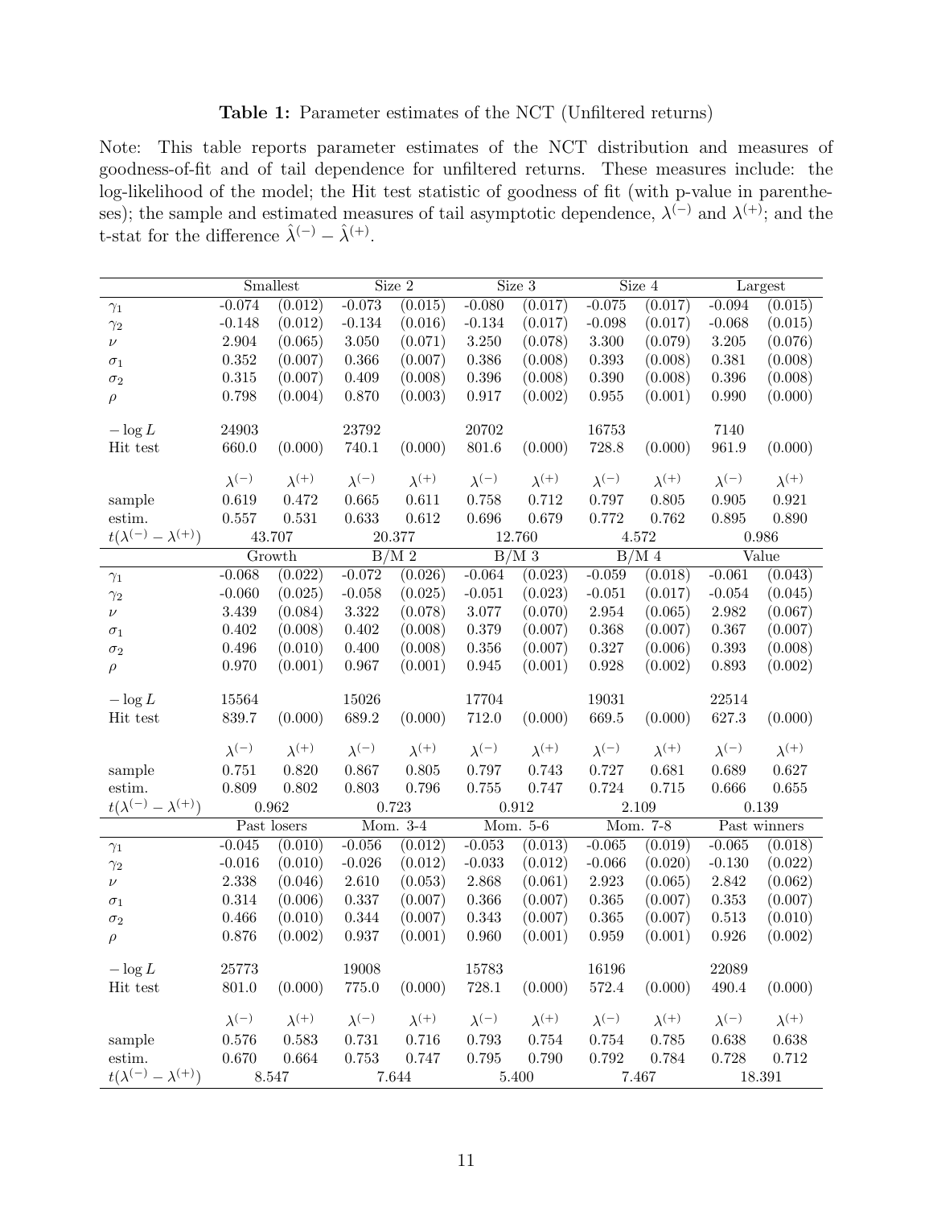**Table 1:** Parameter estimates of the NCT (Unfiltered returns)

Note: This table reports parameter estimates of the NCT distribution and measures of goodness-of-fit and of tail dependence for unfiltered returns. These measures include: the log-likelihood of the model; the Hit test statistic of goodness of fit (with p-value in parentheses); the sample and estimated measures of tail asymptotic dependence, $\lambda^{(-)}$ and $\lambda^{(+)}$; and the t-stat for the difference $\hat{\lambda}^{(-)} - \hat{\lambda}^{(+)}$.

| | Smallest | | Size 2 | | Size 3 | | Size 4 | | Largest | |
|---|---|---|---|---|---|---|---|---|---|---|
| $\gamma_1$ | -0.074 | (0.012) | -0.073 | (0.015) | -0.080 | (0.017) | -0.075 | (0.017) | -0.094 | (0.015) |
| $\gamma_2$ | -0.148 | (0.012) | -0.134 | (0.016) | -0.134 | (0.017) | -0.098 | (0.017) | -0.068 | (0.015) |
| $\nu$ | 2.904 | (0.065) | 3.050 | (0.071) | 3.250 | (0.078) | 3.300 | (0.079) | 3.205 | (0.076) |
| $\sigma_1$ | 0.352 | (0.007) | 0.366 | (0.007) | 0.386 | (0.008) | 0.393 | (0.008) | 0.381 | (0.008) |
| $\sigma_2$ | 0.315 | (0.007) | 0.409 | (0.008) | 0.396 | (0.008) | 0.390 | (0.008) | 0.396 | (0.008) |
| $\rho$ | 0.798 | (0.004) | 0.870 | (0.003) | 0.917 | (0.002) | 0.955 | (0.001) | 0.990 | (0.000) |
| $-\log L$ | 24903 | | 23792 | | 20702 | | 16753 | | 7140 | |
| Hit test | 660.0 | (0.000) | 740.1 | (0.000) | 801.6 | (0.000) | 728.8 | (0.000) | 961.9 | (0.000) |
| | $\lambda^{(-)}$ | $\lambda^{(+)}$ | $\lambda^{(-)}$ | $\lambda^{(+)}$ | $\lambda^{(-)}$ | $\lambda^{(+)}$ | $\lambda^{(-)}$ | $\lambda^{(+)}$ | $\lambda^{(-)}$ | $\lambda^{(+)}$ |
| sample | 0.619 | 0.472 | 0.665 | 0.611 | 0.758 | 0.712 | 0.797 | 0.805 | 0.905 | 0.921 |
| estim. | 0.557 | 0.531 | 0.633 | 0.612 | 0.696 | 0.679 | 0.772 | 0.762 | 0.895 | 0.890 |
| $t(\lambda^{(-)} - \lambda^{(+)})$ | 43.707 | | 20.377 | | 12.760 | | 4.572 | | 0.986 | |
| | Growth | | B/M 2 | | B/M 3 | | B/M 4 | | Value | |
| $\gamma_1$ | -0.068 | (0.022) | -0.072 | (0.026) | -0.064 | (0.023) | -0.059 | (0.018) | -0.061 | (0.043) |
| $\gamma_2$ | -0.060 | (0.025) | -0.058 | (0.025) | -0.051 | (0.023) | -0.051 | (0.017) | -0.054 | (0.045) |
| $\nu$ | 3.439 | (0.084) | 3.322 | (0.078) | 3.077 | (0.070) | 2.954 | (0.065) | 2.982 | (0.067) |
| $\sigma_1$ | 0.402 | (0.008) | 0.402 | (0.008) | 0.379 | (0.007) | 0.368 | (0.007) | 0.367 | (0.007) |
| $\sigma_2$ | 0.496 | (0.010) | 0.400 | (0.008) | 0.356 | (0.007) | 0.327 | (0.006) | 0.393 | (0.008) |
| $\rho$ | 0.970 | (0.001) | 0.967 | (0.001) | 0.945 | (0.001) | 0.928 | (0.002) | 0.893 | (0.002) |
| $-\log L$ | 15564 | | 15026 | | 17704 | | 19031 | | 22514 | |
| Hit test | 839.7 | (0.000) | 689.2 | (0.000) | 712.0 | (0.000) | 669.5 | (0.000) | 627.3 | (0.000) |
| | $\lambda^{(-)}$ | $\lambda^{(+)}$ | $\lambda^{(-)}$ | $\lambda^{(+)}$ | $\lambda^{(-)}$ | $\lambda^{(+)}$ | $\lambda^{(-)}$ | $\lambda^{(+)}$ | $\lambda^{(-)}$ | $\lambda^{(+)}$ |
| sample | 0.751 | 0.820 | 0.867 | 0.805 | 0.797 | 0.743 | 0.727 | 0.681 | 0.689 | 0.627 |
| estim. | 0.809 | 0.802 | 0.803 | 0.796 | 0.755 | 0.747 | 0.724 | 0.715 | 0.666 | 0.655 |
| $t(\lambda^{(-)} - \lambda^{(+)})$ | 0.962 | | 0.723 | | 0.912 | | 2.109 | | 0.139 | |
| | Past losers | | Mom. 3-4 | | Mom. 5-6 | | Mom. 7-8 | | Past winners | |
| $\gamma_1$ | -0.045 | (0.010) | -0.056 | (0.012) | -0.053 | (0.013) | -0.065 | (0.019) | -0.065 | (0.018) |
| $\gamma_2$ | -0.016 | (0.010) | -0.026 | (0.012) | -0.033 | (0.012) | -0.066 | (0.020) | -0.130 | (0.022) |
| $\nu$ | 2.338 | (0.046) | 2.610 | (0.053) | 2.868 | (0.061) | 2.923 | (0.065) | 2.842 | (0.062) |
| $\sigma_1$ | 0.314 | (0.006) | 0.337 | (0.007) | 0.366 | (0.007) | 0.365 | (0.007) | 0.353 | (0.007) |
| $\sigma_2$ | 0.466 | (0.010) | 0.344 | (0.007) | 0.343 | (0.007) | 0.365 | (0.007) | 0.513 | (0.010) |
| $\rho$ | 0.876 | (0.002) | 0.937 | (0.001) | 0.960 | (0.001) | 0.959 | (0.001) | 0.926 | (0.002) |
| $-\log L$ | 25773 | | 19008 | | 15783 | | 16196 | | 22089 | |
| Hit test | 801.0 | (0.000) | 775.0 | (0.000) | 728.1 | (0.000) | 572.4 | (0.000) | 490.4 | (0.000) |
| | $\lambda^{(-)}$ | $\lambda^{(+)}$ | $\lambda^{(-)}$ | $\lambda^{(+)}$ | $\lambda^{(-)}$ | $\lambda^{(+)}$ | $\lambda^{(-)}$ | $\lambda^{(+)}$ | $\lambda^{(-)}$ | $\lambda^{(+)}$ |
| sample | 0.576 | 0.583 | 0.731 | 0.716 | 0.793 | 0.754 | 0.754 | 0.785 | 0.638 | 0.638 |
| estim. | 0.670 | 0.664 | 0.753 | 0.747 | 0.795 | 0.790 | 0.792 | 0.784 | 0.728 | 0.712 |
| $t(\lambda^{(-)} - \lambda^{(+)})$ | 8.547 | | 7.644 | | 5.400 | | 7.467 | | 18.391 | |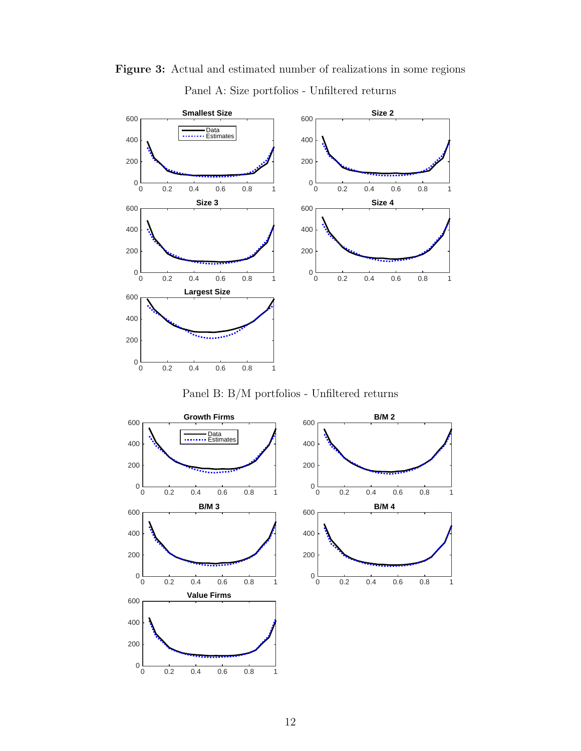**Figure 3:** Actual and estimated number of realizations in some regions

Panel A: Size portfolios - Unfiltered returns

Panel B: B/M portfolios - Unfiltered returns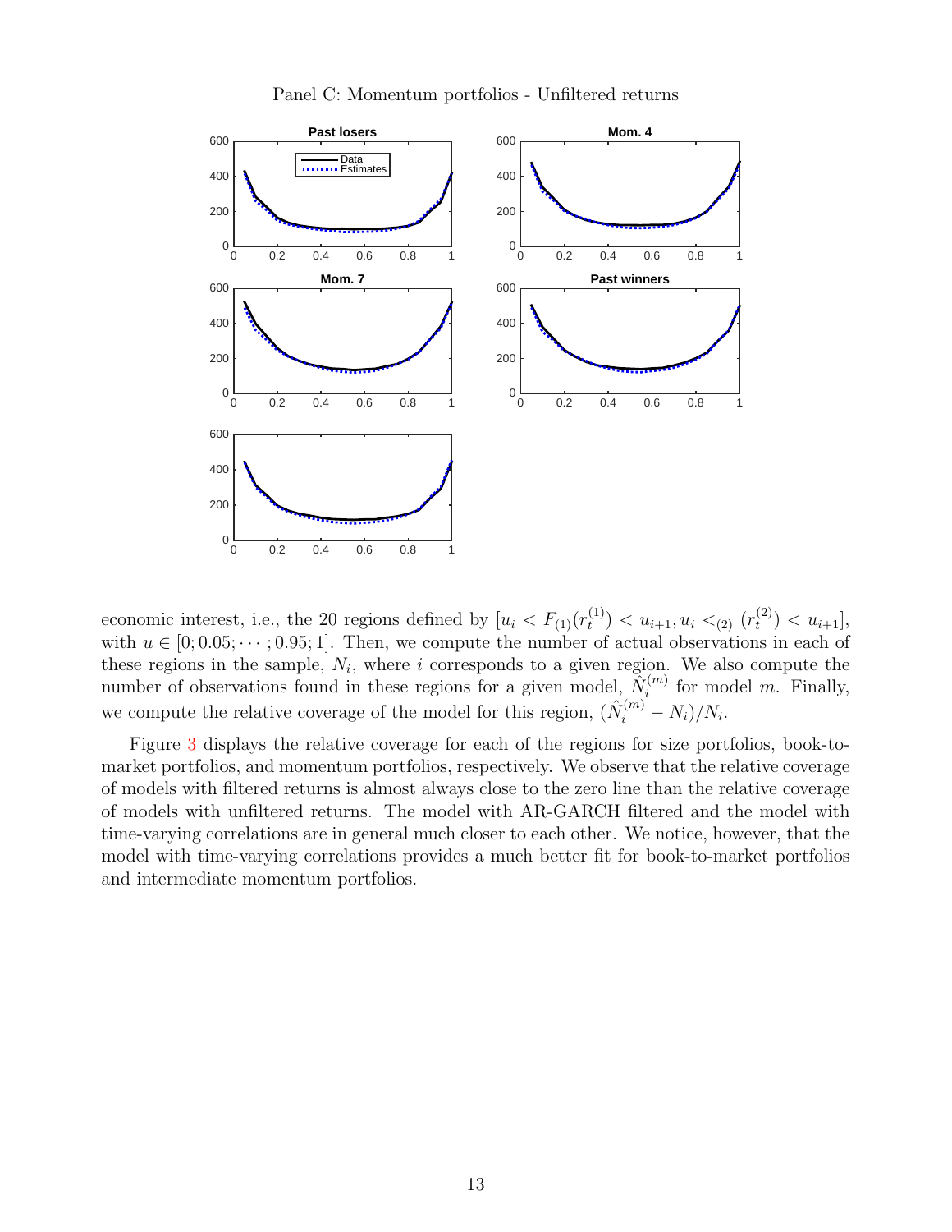Panel C: Momentum portfolios - Unfiltered returns

economic interest, i.e., the 20 regions defined by $[u_i < F_{(1)}(r_t^{(1)}) < u_{i+1}, u_i <_{(2)} (r_t^{(2)}) < u_{i+1}]$, with $u \in [0; 0.05; \cdots; 0.95; 1]$. Then, we compute the number of actual observations in each of these regions in the sample, $N_i$, where $i$ corresponds to a given region. We also compute the number of observations found in these regions for a given model, $\hat{N}_i^{(m)}$ for model $m$. Finally, we compute the relative coverage of the model for this region, $(\hat{N}_i^{(m)} - N_i)/N_i$.

Figure 3 displays the relative coverage for each of the regions for size portfolios, book-to-market portfolios, and momentum portfolios, respectively. We observe that the relative coverage of models with filtered returns is almost always close to the zero line than the relative coverage of models with unfiltered returns. The model with AR-GARCH filtered and the model with time-varying correlations are in general much closer to each other. We notice, however, that the model with time-varying correlations provides a much better fit for book-to-market portfolios and intermediate momentum portfolios.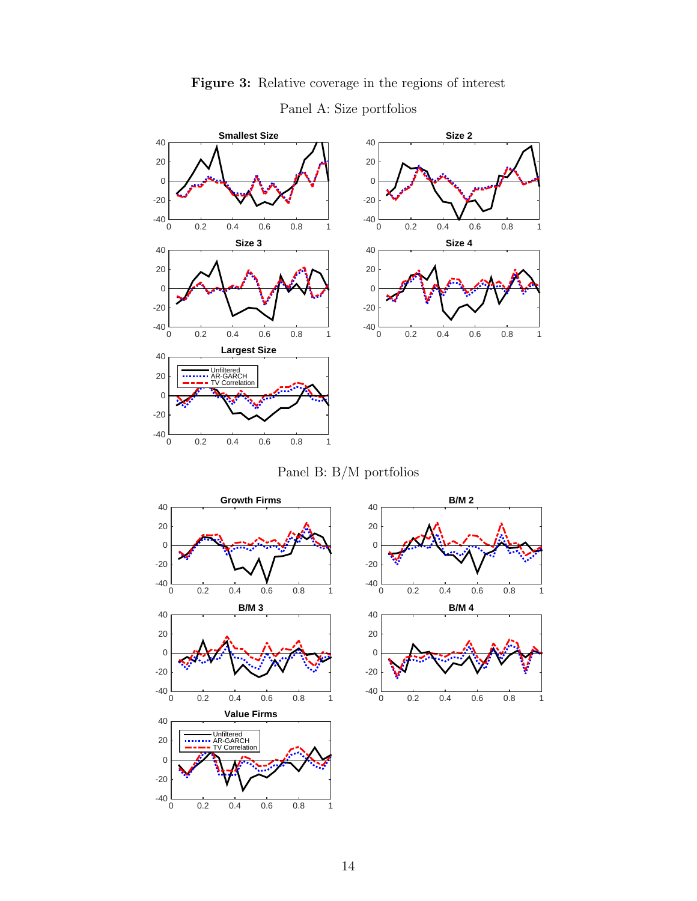**Figure 3:** Relative coverage in the regions of interest

Panel A: Size portfolios

Panel B: B/M portfolios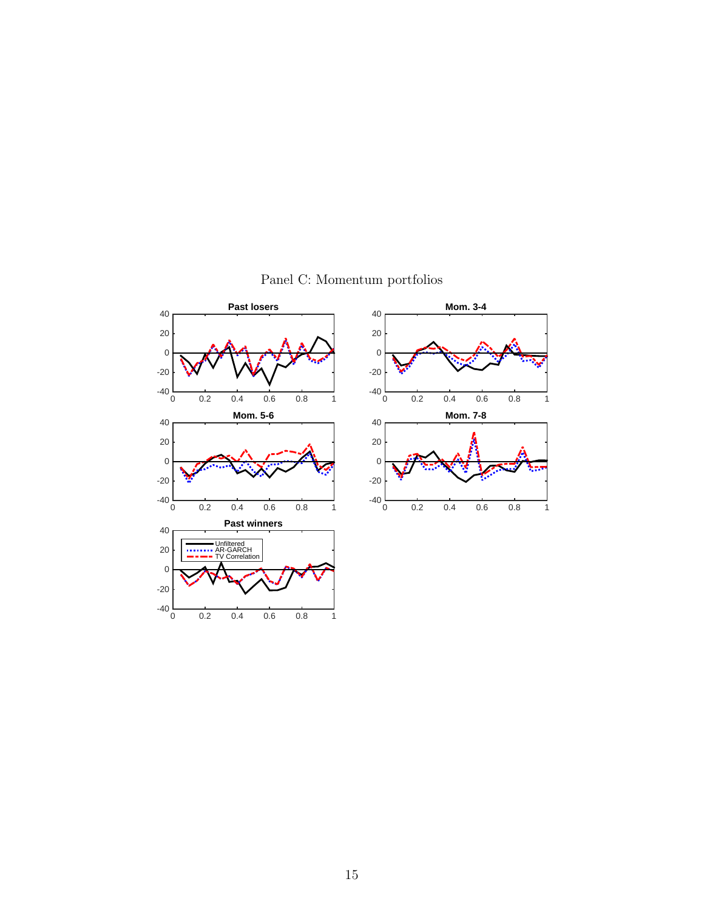Panel C: Momentum portfolios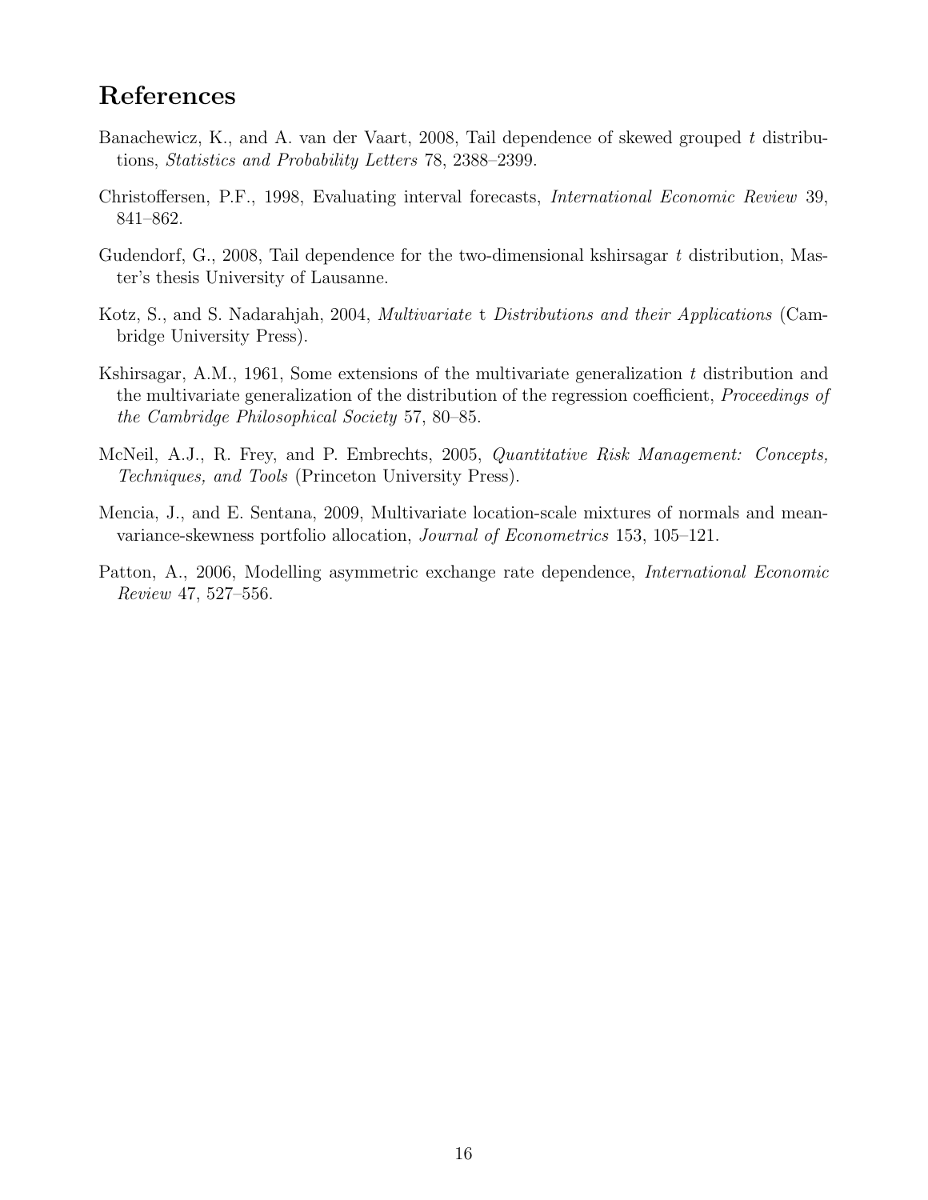# References

Banachewicz, K., and A. van der Vaart, 2008, Tail dependence of skewed grouped $t$ distributions, *Statistics and Probability Letters* 78, 2388–2399.

Christoffersen, P.F., 1998, Evaluating interval forecasts, *International Economic Review* 39, 841–862.

Gudendorf, G., 2008, Tail dependence for the two-dimensional kshirsagar $t$ distribution, Master's thesis University of Lausanne.

Kotz, S., and S. Nadarahjah, 2004, *Multivariate* t *Distributions and their Applications* (Cambridge University Press).

Kshirsagar, A.M., 1961, Some extensions of the multivariate generalization $t$ distribution and the multivariate generalization of the distribution of the regression coefficient, *Proceedings of the Cambridge Philosophical Society* 57, 80–85.

McNeil, A.J., R. Frey, and P. Embrechts, 2005, *Quantitative Risk Management: Concepts, Techniques, and Tools* (Princeton University Press).

Mencia, J., and E. Sentana, 2009, Multivariate location-scale mixtures of normals and mean-variance-skewness portfolio allocation, *Journal of Econometrics* 153, 105–121.

Patton, A., 2006, Modelling asymmetric exchange rate dependence, *International Economic Review* 47, 527–556.